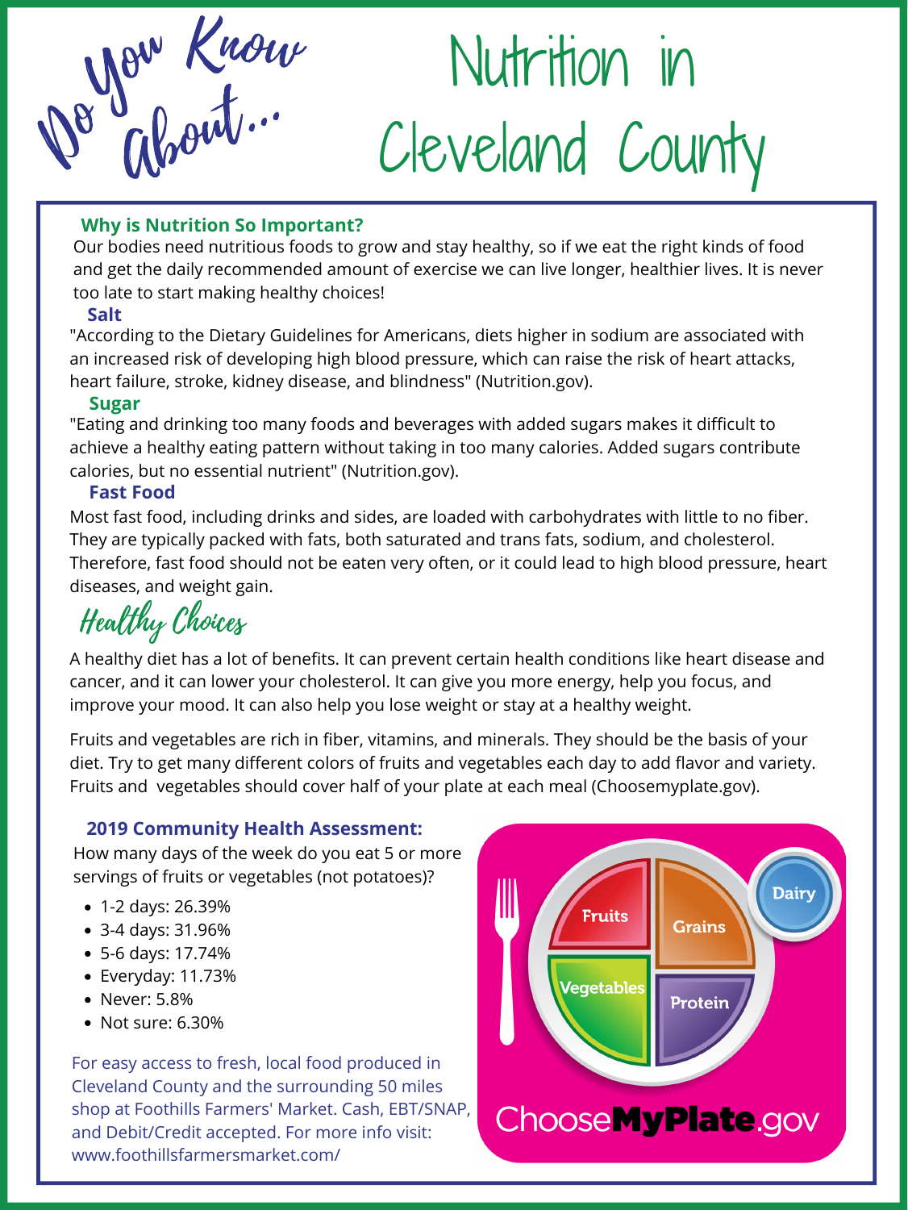# Do You Know About... Nutrition in Cleveland County

### Why is Nutrition So Important?

Our bodies need nutritious foods to grow and stay healthy, so if we eat the right kinds of food and get the daily recommended amount of exercise we can live longer, healthier lives. It is never too late to start making healthy choices!

### Salt

"According to the Dietary Guidelines for Americans, diets higher in sodium are associated with an increased risk of developing high blood pressure, which can raise the risk of heart attacks, heart failure, stroke, kidney disease, and blindness" (Nutrition.gov).

### Sugar

"Eating and drinking too many foods and beverages with added sugars makes it difficult to achieve a healthy eating pattern without taking in too many calories. Added sugars contribute calories, but no essential nutrient" (Nutrition.gov).

### Fast Food

Most fast food, including drinks and sides, are loaded with carbohydrates with little to no fiber. They are typically packed with fats, both saturated and trans fats, sodium, and cholesterol. Therefore, fast food should not be eaten very often, or it could lead to high blood pressure, heart diseases, and weight gain.

## Healthy Choices

A healthy diet has a lot of benefits. It can prevent certain health conditions like heart disease and cancer, and it can lower your cholesterol. It can give you more energy, help you focus, and improve your mood. It can also help you lose weight or stay at a healthy weight.

Fruits and vegetables are rich in fiber, vitamins, and minerals. They should be the basis of your diet. Try to get many different colors of fruits and vegetables each day to add flavor and variety. Fruits and vegetables should cover half of your plate at each meal (Choosemyplate.gov).

### 2019 Community Health Assessment:

How many days of the week do you eat 5 or more servings of fruits or vegetables (not potatoes)?

- 1-2 days: 26.39%
- 3-4 days: 31.96%
- 5-6 days: 17.74%
- Everyday: 11.73%
- Never: 5.8%
- Not sure: 6.30%

For easy access to fresh, local food produced in Cleveland County and the surrounding 50 miles shop at Foothills Farmers' Market. Cash, EBT/SNAP, and Debit/Credit accepted. For more info visit: www.foothillsfarmersmarket.com/

Fruits | Grains | Vegetables | Protein | Dairy

ChooseMyPlate.gov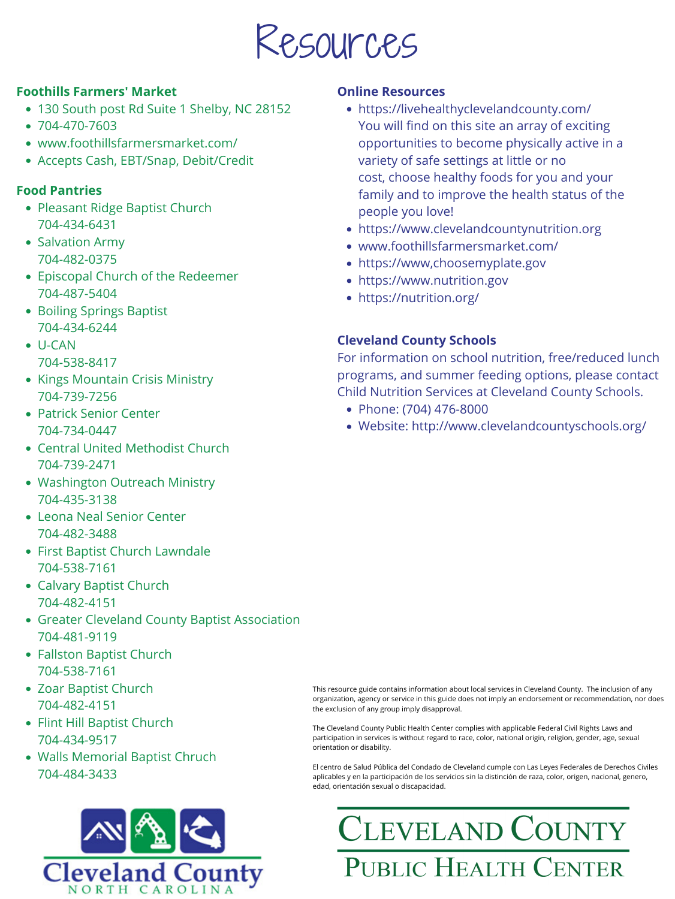# Resources

**Foothills Farmers' Market**

- 130 South post Rd Suite 1 Shelby, NC 28152
- 704-470-7603
- www.foothillsfarmersmarket.com/
- Accepts Cash, EBT/Snap, Debit/Credit

**Food Pantries**

- Pleasant Ridge Baptist Church
  704-434-6431
- Salvation Army
  704-482-0375
- Episcopal Church of the Redeemer
  704-487-5404
- Boiling Springs Baptist
  704-434-6244
- U-CAN
  704-538-8417
- Kings Mountain Crisis Ministry
  704-739-7256
- Patrick Senior Center
  704-734-0447
- Central United Methodist Church
  704-739-2471
- Washington Outreach Ministry
  704-435-3138
- Leona Neal Senior Center
  704-482-3488
- First Baptist Church Lawndale
  704-538-7161
- Calvary Baptist Church
  704-482-4151
- Greater Cleveland County Baptist Association
  704-481-9119
- Fallston Baptist Church
  704-538-7161
- Zoar Baptist Church
  704-482-4151
- Flint Hill Baptist Church
  704-434-9517
- Walls Memorial Baptist Chruch
  704-484-3433

**Online Resources**

- https://livehealthyclevelandcounty.com/
  You will find on this site an array of exciting opportunities to become physically active in a variety of safe settings at little or no cost, choose healthy foods for you and your family and to improve the health status of the people you love!
- https://www.clevelandcountynutrition.org
- www.foothillsfarmersmarket.com/
- https://www,choosemyplate.gov
- https://www.nutrition.gov
- https://nutrition.org/

**Cleveland County Schools**

For information on school nutrition, free/reduced lunch programs, and summer feeding options, please contact Child Nutrition Services at Cleveland County Schools.

- Phone: (704) 476-8000
- Website: http://www.clevelandcountyschools.org/

This resource guide contains information about local services in Cleveland County. The inclusion of any organization, agency or service in this guide does not imply an endorsement or recommendation, nor does the exclusion of any group imply disapproval.

The Cleveland County Public Health Center complies with applicable Federal Civil Rights Laws and participation in services is without regard to race, color, national origin, religion, gender, age, sexual orientation or disability.

El centro de Salud Pública del Condado de Cleveland cumple con Las Leyes Federales de Derechos Civiles aplicables y en la participación de los servicios sin la distinción de raza, color, origen, nacional, genero, edad, orientación sexual o discapacidad.

Cleveland County
NORTH CAROLINA

CLEVELAND COUNTY
PUBLIC HEALTH CENTER